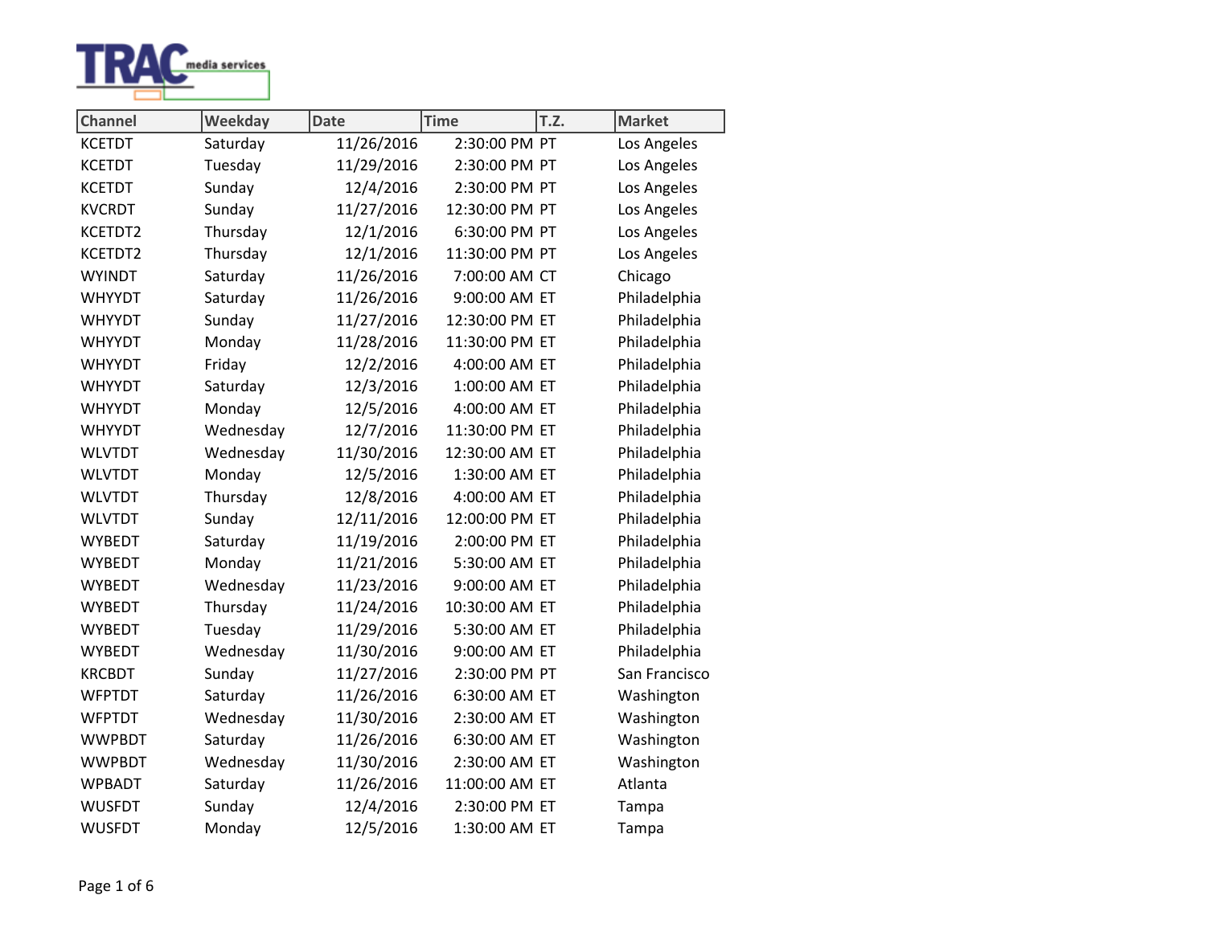TRAC media services

| Channel | Weekday | Date | Time | T.Z. | Market |
|---|---|---|---|---|---|
| KCETDT | Saturday | 11/26/2016 | 2:30:00 PM | PT | Los Angeles |
| KCETDT | Tuesday | 11/29/2016 | 2:30:00 PM | PT | Los Angeles |
| KCETDT | Sunday | 12/4/2016 | 2:30:00 PM | PT | Los Angeles |
| KVCRDT | Sunday | 11/27/2016 | 12:30:00 PM | PT | Los Angeles |
| KCETDT2 | Thursday | 12/1/2016 | 6:30:00 PM | PT | Los Angeles |
| KCETDT2 | Thursday | 12/1/2016 | 11:30:00 PM | PT | Los Angeles |
| WYINDT | Saturday | 11/26/2016 | 7:00:00 AM | CT | Chicago |
| WHYYDT | Saturday | 11/26/2016 | 9:00:00 AM | ET | Philadelphia |
| WHYYDT | Sunday | 11/27/2016 | 12:30:00 PM | ET | Philadelphia |
| WHYYDT | Monday | 11/28/2016 | 11:30:00 PM | ET | Philadelphia |
| WHYYDT | Friday | 12/2/2016 | 4:00:00 AM | ET | Philadelphia |
| WHYYDT | Saturday | 12/3/2016 | 1:00:00 AM | ET | Philadelphia |
| WHYYDT | Monday | 12/5/2016 | 4:00:00 AM | ET | Philadelphia |
| WHYYDT | Wednesday | 12/7/2016 | 11:30:00 PM | ET | Philadelphia |
| WLVTDT | Wednesday | 11/30/2016 | 12:30:00 AM | ET | Philadelphia |
| WLVTDT | Monday | 12/5/2016 | 1:30:00 AM | ET | Philadelphia |
| WLVTDT | Thursday | 12/8/2016 | 4:00:00 AM | ET | Philadelphia |
| WLVTDT | Sunday | 12/11/2016 | 12:00:00 PM | ET | Philadelphia |
| WYBEDT | Saturday | 11/19/2016 | 2:00:00 PM | ET | Philadelphia |
| WYBEDT | Monday | 11/21/2016 | 5:30:00 AM | ET | Philadelphia |
| WYBEDT | Wednesday | 11/23/2016 | 9:00:00 AM | ET | Philadelphia |
| WYBEDT | Thursday | 11/24/2016 | 10:30:00 AM | ET | Philadelphia |
| WYBEDT | Tuesday | 11/29/2016 | 5:30:00 AM | ET | Philadelphia |
| WYBEDT | Wednesday | 11/30/2016 | 9:00:00 AM | ET | Philadelphia |
| KRCBDT | Sunday | 11/27/2016 | 2:30:00 PM | PT | San Francisco |
| WFPTDT | Saturday | 11/26/2016 | 6:30:00 AM | ET | Washington |
| WFPTDT | Wednesday | 11/30/2016 | 2:30:00 AM | ET | Washington |
| WWPBDT | Saturday | 11/26/2016 | 6:30:00 AM | ET | Washington |
| WWPBDT | Wednesday | 11/30/2016 | 2:30:00 AM | ET | Washington |
| WPBADT | Saturday | 11/26/2016 | 11:00:00 AM | ET | Atlanta |
| WUSFDT | Sunday | 12/4/2016 | 2:30:00 PM | ET | Tampa |
| WUSFDT | Monday | 12/5/2016 | 1:30:00 AM | ET | Tampa |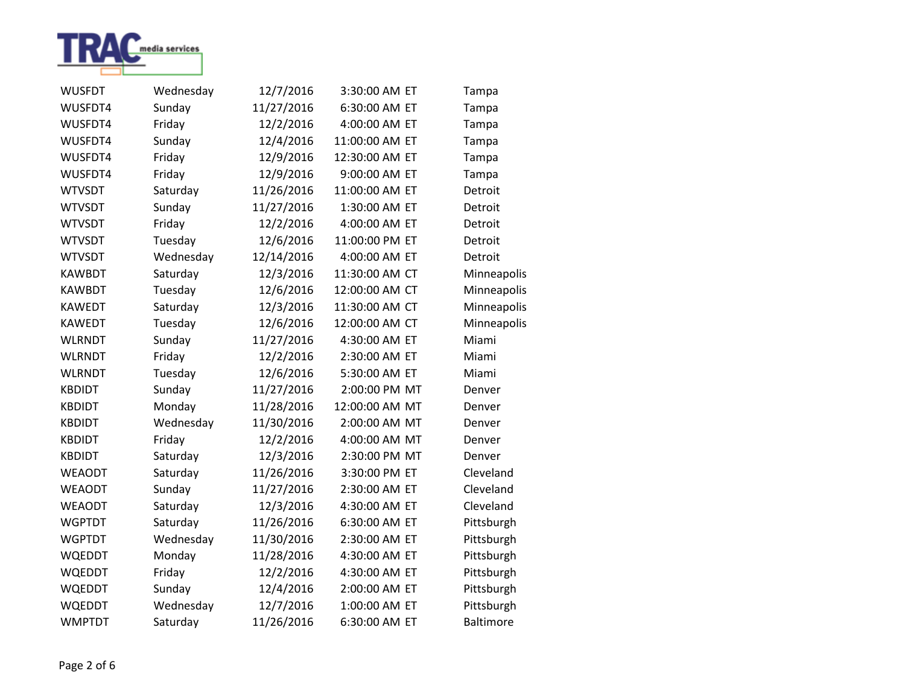| | | | | | |
|---|---|---|---|---|---|
| WUSFDT | Wednesday | 12/7/2016 | 3:30:00 AM | ET | Tampa |
| WUSFDT4 | Sunday | 11/27/2016 | 6:30:00 AM | ET | Tampa |
| WUSFDT4 | Friday | 12/2/2016 | 4:00:00 AM | ET | Tampa |
| WUSFDT4 | Sunday | 12/4/2016 | 11:00:00 AM | ET | Tampa |
| WUSFDT4 | Friday | 12/9/2016 | 12:30:00 AM | ET | Tampa |
| WUSFDT4 | Friday | 12/9/2016 | 9:00:00 AM | ET | Tampa |
| WTVSDT | Saturday | 11/26/2016 | 11:00:00 AM | ET | Detroit |
| WTVSDT | Sunday | 11/27/2016 | 1:30:00 AM | ET | Detroit |
| WTVSDT | Friday | 12/2/2016 | 4:00:00 AM | ET | Detroit |
| WTVSDT | Tuesday | 12/6/2016 | 11:00:00 PM | ET | Detroit |
| WTVSDT | Wednesday | 12/14/2016 | 4:00:00 AM | ET | Detroit |
| KAWBDT | Saturday | 12/3/2016 | 11:30:00 AM | CT | Minneapolis |
| KAWBDT | Tuesday | 12/6/2016 | 12:00:00 AM | CT | Minneapolis |
| KAWEDT | Saturday | 12/3/2016 | 11:30:00 AM | CT | Minneapolis |
| KAWEDT | Tuesday | 12/6/2016 | 12:00:00 AM | CT | Minneapolis |
| WLRNDT | Sunday | 11/27/2016 | 4:30:00 AM | ET | Miami |
| WLRNDT | Friday | 12/2/2016 | 2:30:00 AM | ET | Miami |
| WLRNDT | Tuesday | 12/6/2016 | 5:30:00 AM | ET | Miami |
| KBDIDT | Sunday | 11/27/2016 | 2:00:00 PM | MT | Denver |
| KBDIDT | Monday | 11/28/2016 | 12:00:00 AM | MT | Denver |
| KBDIDT | Wednesday | 11/30/2016 | 2:00:00 AM | MT | Denver |
| KBDIDT | Friday | 12/2/2016 | 4:00:00 AM | MT | Denver |
| KBDIDT | Saturday | 12/3/2016 | 2:30:00 PM | MT | Denver |
| WEAODT | Saturday | 11/26/2016 | 3:30:00 PM | ET | Cleveland |
| WEAODT | Sunday | 11/27/2016 | 2:30:00 AM | ET | Cleveland |
| WEAODT | Saturday | 12/3/2016 | 4:30:00 AM | ET | Cleveland |
| WGPTDT | Saturday | 11/26/2016 | 6:30:00 AM | ET | Pittsburgh |
| WGPTDT | Wednesday | 11/30/2016 | 2:30:00 AM | ET | Pittsburgh |
| WQEDDT | Monday | 11/28/2016 | 4:30:00 AM | ET | Pittsburgh |
| WQEDDT | Friday | 12/2/2016 | 4:30:00 AM | ET | Pittsburgh |
| WQEDDT | Sunday | 12/4/2016 | 2:00:00 AM | ET | Pittsburgh |
| WQEDDT | Wednesday | 12/7/2016 | 1:00:00 AM | ET | Pittsburgh |
| WMPTDT | Saturday | 11/26/2016 | 6:30:00 AM | ET | Baltimore |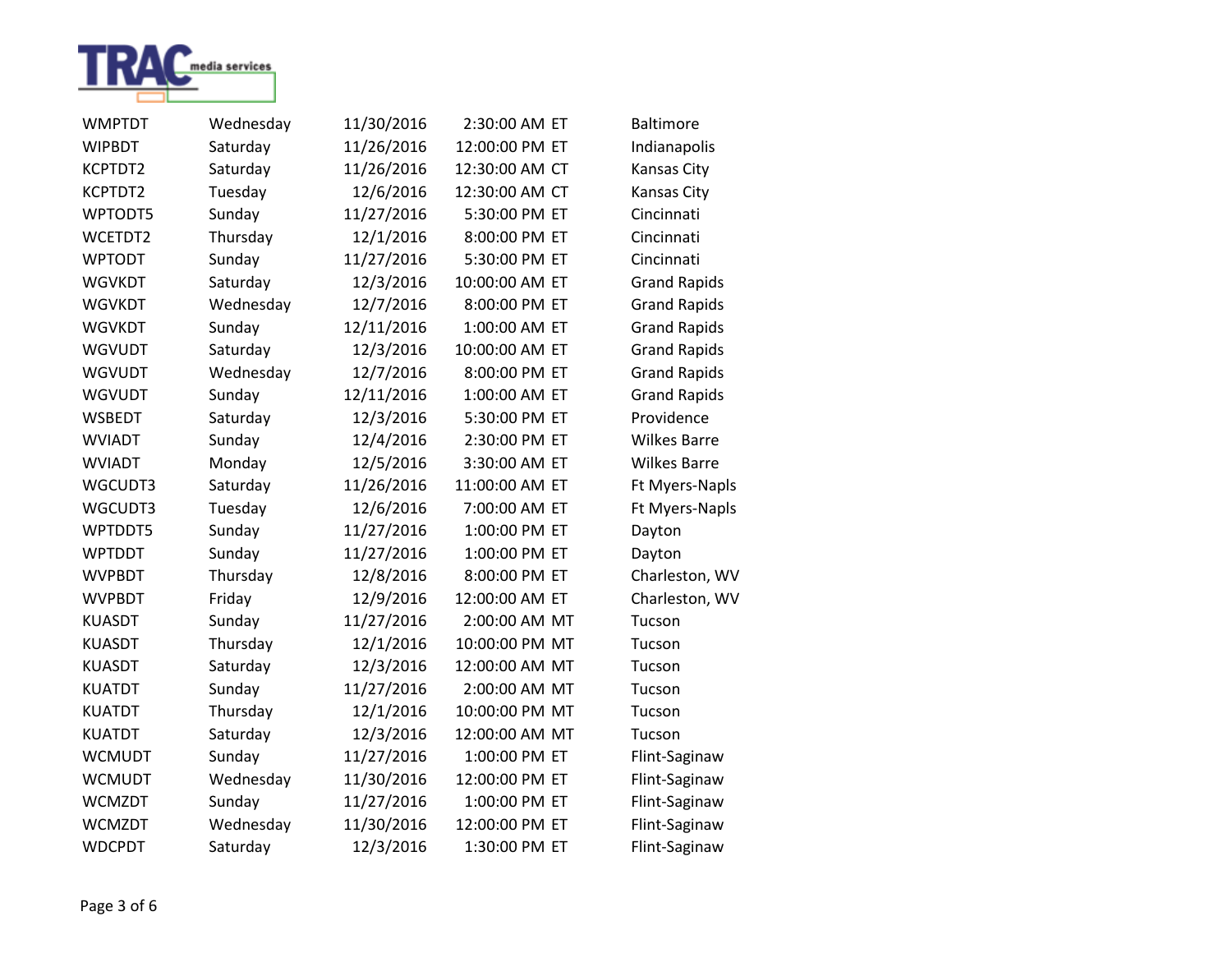| | | | | | |
|---|---|---|---|---|---|
| WMPTDT | Wednesday | 11/30/2016 | 2:30:00 AM | ET | Baltimore |
| WIPBDT | Saturday | 11/26/2016 | 12:00:00 PM | ET | Indianapolis |
| KCPTDT2 | Saturday | 11/26/2016 | 12:30:00 AM | CT | Kansas City |
| KCPTDT2 | Tuesday | 12/6/2016 | 12:30:00 AM | CT | Kansas City |
| WPTODT5 | Sunday | 11/27/2016 | 5:30:00 PM | ET | Cincinnati |
| WCETDT2 | Thursday | 12/1/2016 | 8:00:00 PM | ET | Cincinnati |
| WPTODT | Sunday | 11/27/2016 | 5:30:00 PM | ET | Cincinnati |
| WGVKDT | Saturday | 12/3/2016 | 10:00:00 AM | ET | Grand Rapids |
| WGVKDT | Wednesday | 12/7/2016 | 8:00:00 PM | ET | Grand Rapids |
| WGVKDT | Sunday | 12/11/2016 | 1:00:00 AM | ET | Grand Rapids |
| WGVUDT | Saturday | 12/3/2016 | 10:00:00 AM | ET | Grand Rapids |
| WGVUDT | Wednesday | 12/7/2016 | 8:00:00 PM | ET | Grand Rapids |
| WGVUDT | Sunday | 12/11/2016 | 1:00:00 AM | ET | Grand Rapids |
| WSBEDT | Saturday | 12/3/2016 | 5:30:00 PM | ET | Providence |
| WVIADT | Sunday | 12/4/2016 | 2:30:00 PM | ET | Wilkes Barre |
| WVIADT | Monday | 12/5/2016 | 3:30:00 AM | ET | Wilkes Barre |
| WGCUDT3 | Saturday | 11/26/2016 | 11:00:00 AM | ET | Ft Myers-Napls |
| WGCUDT3 | Tuesday | 12/6/2016 | 7:00:00 AM | ET | Ft Myers-Napls |
| WPTDDT5 | Sunday | 11/27/2016 | 1:00:00 PM | ET | Dayton |
| WPTDDT | Sunday | 11/27/2016 | 1:00:00 PM | ET | Dayton |
| WVPBDT | Thursday | 12/8/2016 | 8:00:00 PM | ET | Charleston, WV |
| WVPBDT | Friday | 12/9/2016 | 12:00:00 AM | ET | Charleston, WV |
| KUASDT | Sunday | 11/27/2016 | 2:00:00 AM | MT | Tucson |
| KUASDT | Thursday | 12/1/2016 | 10:00:00 PM | MT | Tucson |
| KUASDT | Saturday | 12/3/2016 | 12:00:00 AM | MT | Tucson |
| KUATDT | Sunday | 11/27/2016 | 2:00:00 AM | MT | Tucson |
| KUATDT | Thursday | 12/1/2016 | 10:00:00 PM | MT | Tucson |
| KUATDT | Saturday | 12/3/2016 | 12:00:00 AM | MT | Tucson |
| WCMUDT | Sunday | 11/27/2016 | 1:00:00 PM | ET | Flint-Saginaw |
| WCMUDT | Wednesday | 11/30/2016 | 12:00:00 PM | ET | Flint-Saginaw |
| WCMZDT | Sunday | 11/27/2016 | 1:00:00 PM | ET | Flint-Saginaw |
| WCMZDT | Wednesday | 11/30/2016 | 12:00:00 PM | ET | Flint-Saginaw |
| WDCPDT | Saturday | 12/3/2016 | 1:30:00 PM | ET | Flint-Saginaw |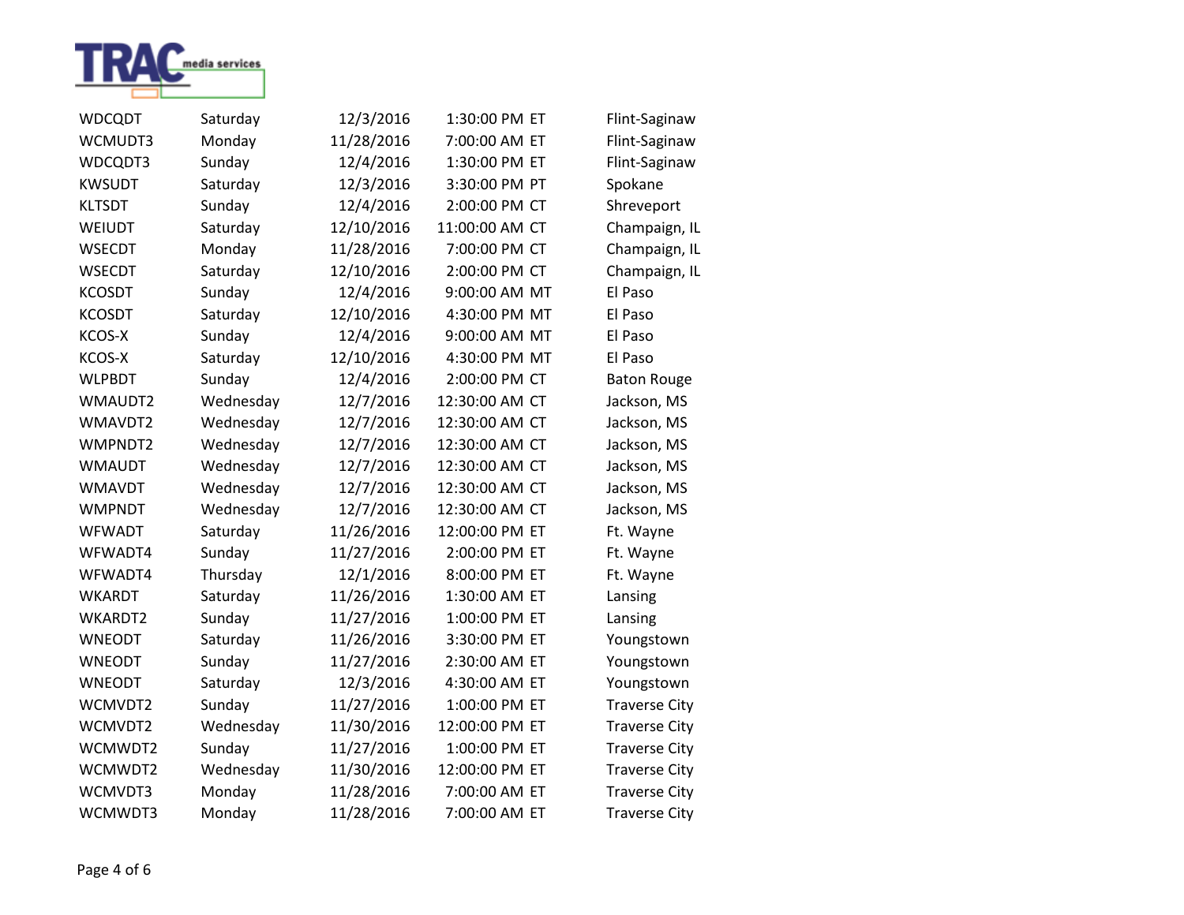| | | | | |
|---|---|---|---|---|
| WDCQDT | Saturday | 12/3/2016 | 1:30:00 PM ET | Flint-Saginaw |
| WCMUDT3 | Monday | 11/28/2016 | 7:00:00 AM ET | Flint-Saginaw |
| WDCQDT3 | Sunday | 12/4/2016 | 1:30:00 PM ET | Flint-Saginaw |
| KWSUDT | Saturday | 12/3/2016 | 3:30:00 PM PT | Spokane |
| KLTSDT | Sunday | 12/4/2016 | 2:00:00 PM CT | Shreveport |
| WEIUDT | Saturday | 12/10/2016 | 11:00:00 AM CT | Champaign, IL |
| WSECDT | Monday | 11/28/2016 | 7:00:00 PM CT | Champaign, IL |
| WSECDT | Saturday | 12/10/2016 | 2:00:00 PM CT | Champaign, IL |
| KCOSDT | Sunday | 12/4/2016 | 9:00:00 AM MT | El Paso |
| KCOSDT | Saturday | 12/10/2016 | 4:30:00 PM MT | El Paso |
| KCOS-X | Sunday | 12/4/2016 | 9:00:00 AM MT | El Paso |
| KCOS-X | Saturday | 12/10/2016 | 4:30:00 PM MT | El Paso |
| WLPBDT | Sunday | 12/4/2016 | 2:00:00 PM CT | Baton Rouge |
| WMAUDT2 | Wednesday | 12/7/2016 | 12:30:00 AM CT | Jackson, MS |
| WMAVDT2 | Wednesday | 12/7/2016 | 12:30:00 AM CT | Jackson, MS |
| WMPNDT2 | Wednesday | 12/7/2016 | 12:30:00 AM CT | Jackson, MS |
| WMAUDT | Wednesday | 12/7/2016 | 12:30:00 AM CT | Jackson, MS |
| WMAVDT | Wednesday | 12/7/2016 | 12:30:00 AM CT | Jackson, MS |
| WMPNDT | Wednesday | 12/7/2016 | 12:30:00 AM CT | Jackson, MS |
| WFWADT | Saturday | 11/26/2016 | 12:00:00 PM ET | Ft. Wayne |
| WFWADT4 | Sunday | 11/27/2016 | 2:00:00 PM ET | Ft. Wayne |
| WFWADT4 | Thursday | 12/1/2016 | 8:00:00 PM ET | Ft. Wayne |
| WKARDT | Saturday | 11/26/2016 | 1:30:00 AM ET | Lansing |
| WKARDT2 | Sunday | 11/27/2016 | 1:00:00 PM ET | Lansing |
| WNEODT | Saturday | 11/26/2016 | 3:30:00 PM ET | Youngstown |
| WNEODT | Sunday | 11/27/2016 | 2:30:00 AM ET | Youngstown |
| WNEODT | Saturday | 12/3/2016 | 4:30:00 AM ET | Youngstown |
| WCMVDT2 | Sunday | 11/27/2016 | 1:00:00 PM ET | Traverse City |
| WCMVDT2 | Wednesday | 11/30/2016 | 12:00:00 PM ET | Traverse City |
| WCMWDT2 | Sunday | 11/27/2016 | 1:00:00 PM ET | Traverse City |
| WCMWDT2 | Wednesday | 11/30/2016 | 12:00:00 PM ET | Traverse City |
| WCMVDT3 | Monday | 11/28/2016 | 7:00:00 AM ET | Traverse City |
| WCMWDT3 | Monday | 11/28/2016 | 7:00:00 AM ET | Traverse City |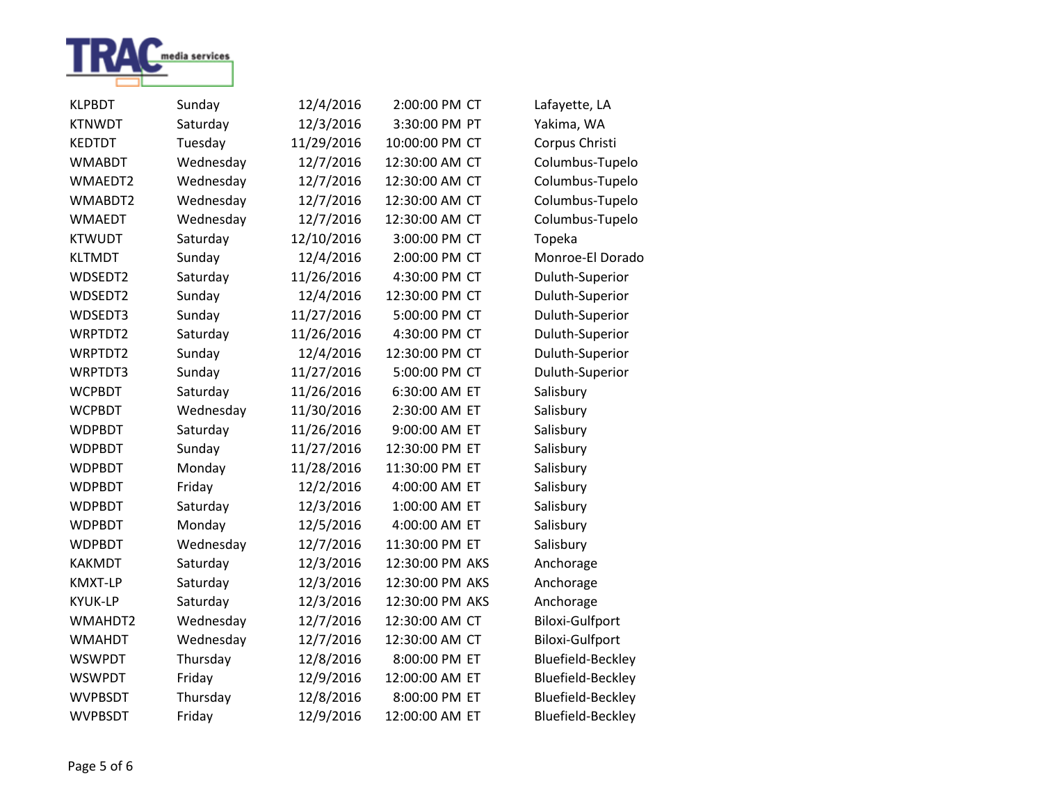| | | | | | |
|---|---|---|---|---|---|
| KLPBDT | Sunday | 12/4/2016 | 2:00:00 PM | CT | Lafayette, LA |
| KTNWDT | Saturday | 12/3/2016 | 3:30:00 PM | PT | Yakima, WA |
| KEDTDT | Tuesday | 11/29/2016 | 10:00:00 PM | CT | Corpus Christi |
| WMABDT | Wednesday | 12/7/2016 | 12:30:00 AM | CT | Columbus-Tupelo |
| WMAEDT2 | Wednesday | 12/7/2016 | 12:30:00 AM | CT | Columbus-Tupelo |
| WMABDT2 | Wednesday | 12/7/2016 | 12:30:00 AM | CT | Columbus-Tupelo |
| WMAEDT | Wednesday | 12/7/2016 | 12:30:00 AM | CT | Columbus-Tupelo |
| KTWUDT | Saturday | 12/10/2016 | 3:00:00 PM | CT | Topeka |
| KLTMDT | Sunday | 12/4/2016 | 2:00:00 PM | CT | Monroe-El Dorado |
| WDSEDT2 | Saturday | 11/26/2016 | 4:30:00 PM | CT | Duluth-Superior |
| WDSEDT2 | Sunday | 12/4/2016 | 12:30:00 PM | CT | Duluth-Superior |
| WDSEDT3 | Sunday | 11/27/2016 | 5:00:00 PM | CT | Duluth-Superior |
| WRPTDT2 | Saturday | 11/26/2016 | 4:30:00 PM | CT | Duluth-Superior |
| WRPTDT2 | Sunday | 12/4/2016 | 12:30:00 PM | CT | Duluth-Superior |
| WRPTDT3 | Sunday | 11/27/2016 | 5:00:00 PM | CT | Duluth-Superior |
| WCPBDT | Saturday | 11/26/2016 | 6:30:00 AM | ET | Salisbury |
| WCPBDT | Wednesday | 11/30/2016 | 2:30:00 AM | ET | Salisbury |
| WDPBDT | Saturday | 11/26/2016 | 9:00:00 AM | ET | Salisbury |
| WDPBDT | Sunday | 11/27/2016 | 12:30:00 PM | ET | Salisbury |
| WDPBDT | Monday | 11/28/2016 | 11:30:00 PM | ET | Salisbury |
| WDPBDT | Friday | 12/2/2016 | 4:00:00 AM | ET | Salisbury |
| WDPBDT | Saturday | 12/3/2016 | 1:00:00 AM | ET | Salisbury |
| WDPBDT | Monday | 12/5/2016 | 4:00:00 AM | ET | Salisbury |
| WDPBDT | Wednesday | 12/7/2016 | 11:30:00 PM | ET | Salisbury |
| KAKMDT | Saturday | 12/3/2016 | 12:30:00 PM | AKS | Anchorage |
| KMXT-LP | Saturday | 12/3/2016 | 12:30:00 PM | AKS | Anchorage |
| KYUK-LP | Saturday | 12/3/2016 | 12:30:00 PM | AKS | Anchorage |
| WMAHDT2 | Wednesday | 12/7/2016 | 12:30:00 AM | CT | Biloxi-Gulfport |
| WMAHDT | Wednesday | 12/7/2016 | 12:30:00 AM | CT | Biloxi-Gulfport |
| WSWPDT | Thursday | 12/8/2016 | 8:00:00 PM | ET | Bluefield-Beckley |
| WSWPDT | Friday | 12/9/2016 | 12:00:00 AM | ET | Bluefield-Beckley |
| WVPBSDT | Thursday | 12/8/2016 | 8:00:00 PM | ET | Bluefield-Beckley |
| WVPBSDT | Friday | 12/9/2016 | 12:00:00 AM | ET | Bluefield-Beckley |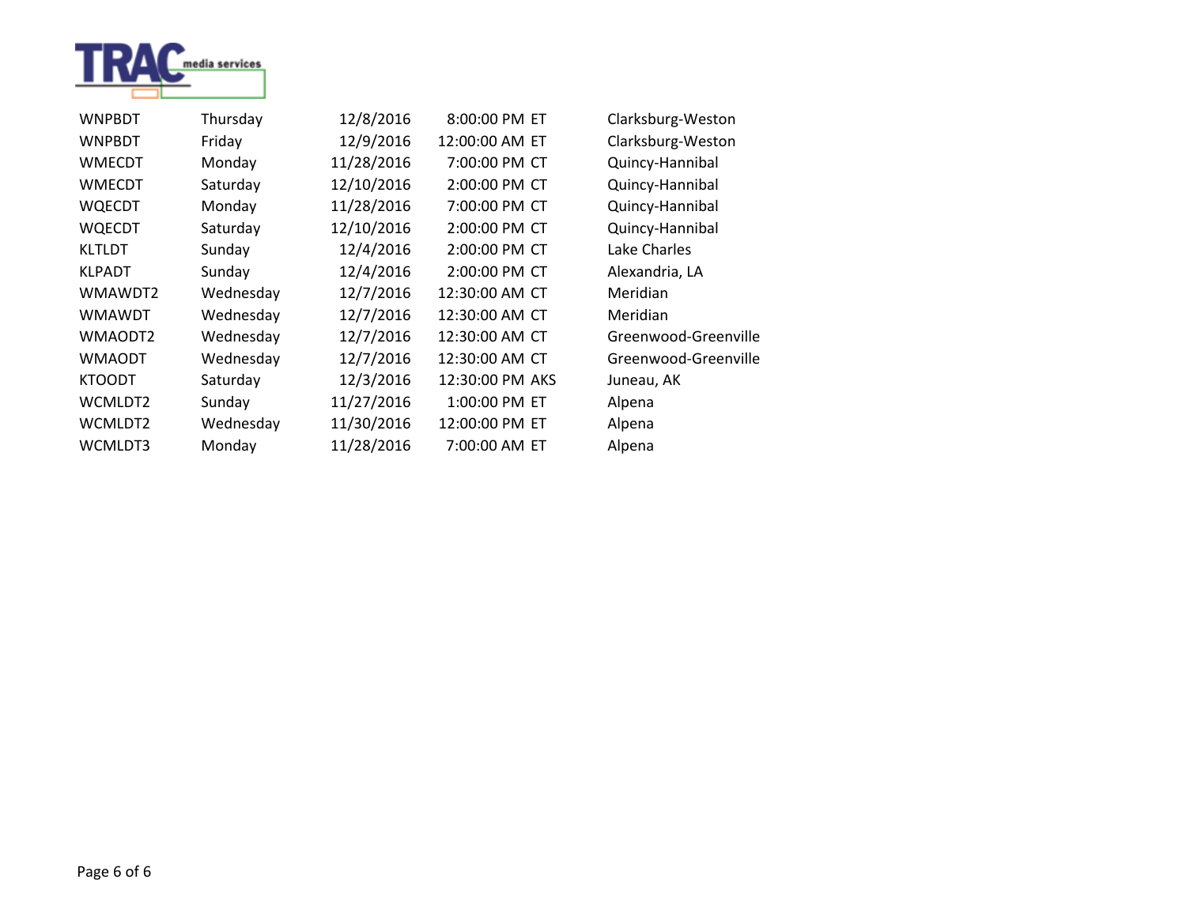| | | | | |
|---|---|---|---|---|
| WNPBDT | Thursday | 12/8/2016 | 8:00:00 PM ET | Clarksburg-Weston |
| WNPBDT | Friday | 12/9/2016 | 12:00:00 AM ET | Clarksburg-Weston |
| WMECDT | Monday | 11/28/2016 | 7:00:00 PM CT | Quincy-Hannibal |
| WMECDT | Saturday | 12/10/2016 | 2:00:00 PM CT | Quincy-Hannibal |
| WQECDT | Monday | 11/28/2016 | 7:00:00 PM CT | Quincy-Hannibal |
| WQECDT | Saturday | 12/10/2016 | 2:00:00 PM CT | Quincy-Hannibal |
| KLTLDT | Sunday | 12/4/2016 | 2:00:00 PM CT | Lake Charles |
| KLPADT | Sunday | 12/4/2016 | 2:00:00 PM CT | Alexandria, LA |
| WMAWDT2 | Wednesday | 12/7/2016 | 12:30:00 AM CT | Meridian |
| WMAWDT | Wednesday | 12/7/2016 | 12:30:00 AM CT | Meridian |
| WMAODT2 | Wednesday | 12/7/2016 | 12:30:00 AM CT | Greenwood-Greenville |
| WMAODT | Wednesday | 12/7/2016 | 12:30:00 AM CT | Greenwood-Greenville |
| KTOODT | Saturday | 12/3/2016 | 12:30:00 PM AKS | Juneau, AK |
| WCMLDT2 | Sunday | 11/27/2016 | 1:00:00 PM ET | Alpena |
| WCMLDT2 | Wednesday | 11/30/2016 | 12:00:00 PM ET | Alpena |
| WCMLDT3 | Monday | 11/28/2016 | 7:00:00 AM ET | Alpena |